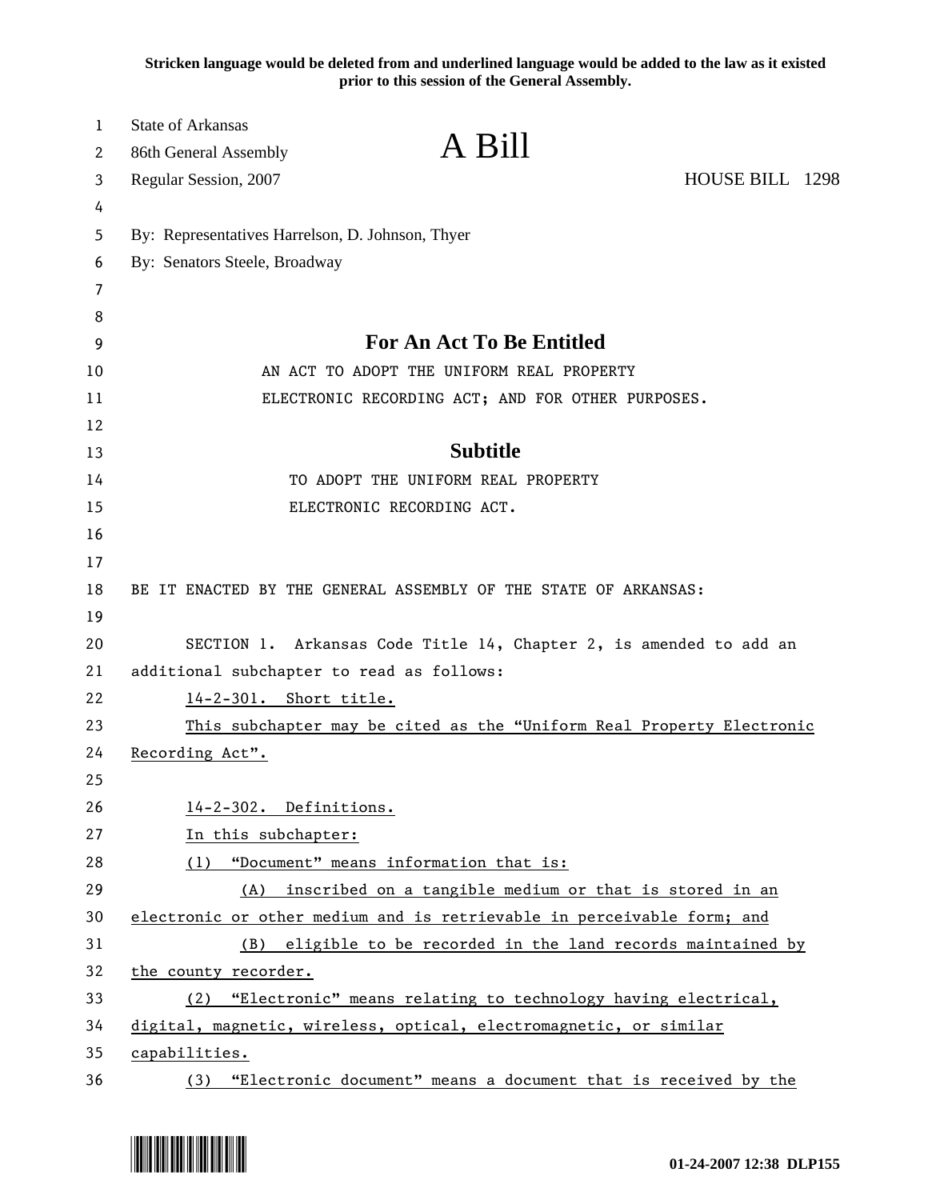**Stricken language would be deleted from and underlined language would be added to the law as it existed prior to this session of the General Assembly.**

State of Arkansas
86th General Assembly
Regular Session, 2007

# A Bill

HOUSE BILL 1298

By: Representatives Harrelson, D. Johnson, Thyer
By: Senators Steele, Broadway

## For An Act To Be Entitled

AN ACT TO ADOPT THE UNIFORM REAL PROPERTY ELECTRONIC RECORDING ACT; AND FOR OTHER PURPOSES.

## Subtitle

TO ADOPT THE UNIFORM REAL PROPERTY ELECTRONIC RECORDING ACT.

BE IT ENACTED BY THE GENERAL ASSEMBLY OF THE STATE OF ARKANSAS:

SECTION 1. Arkansas Code Title 14, Chapter 2, is amended to add an additional subchapter to read as follows:

14-2-301. Short title.

This subchapter may be cited as the "Uniform Real Property Electronic Recording Act".

14-2-302. Definitions.

In this subchapter:

(1) "Document" means information that is:

(A) inscribed on a tangible medium or that is stored in an electronic or other medium and is retrievable in perceivable form; and

(B) eligible to be recorded in the land records maintained by the county recorder.

(2) "Electronic" means relating to technology having electrical, digital, magnetic, wireless, optical, electromagnetic, or similar capabilities.

(3) "Electronic document" means a document that is received by the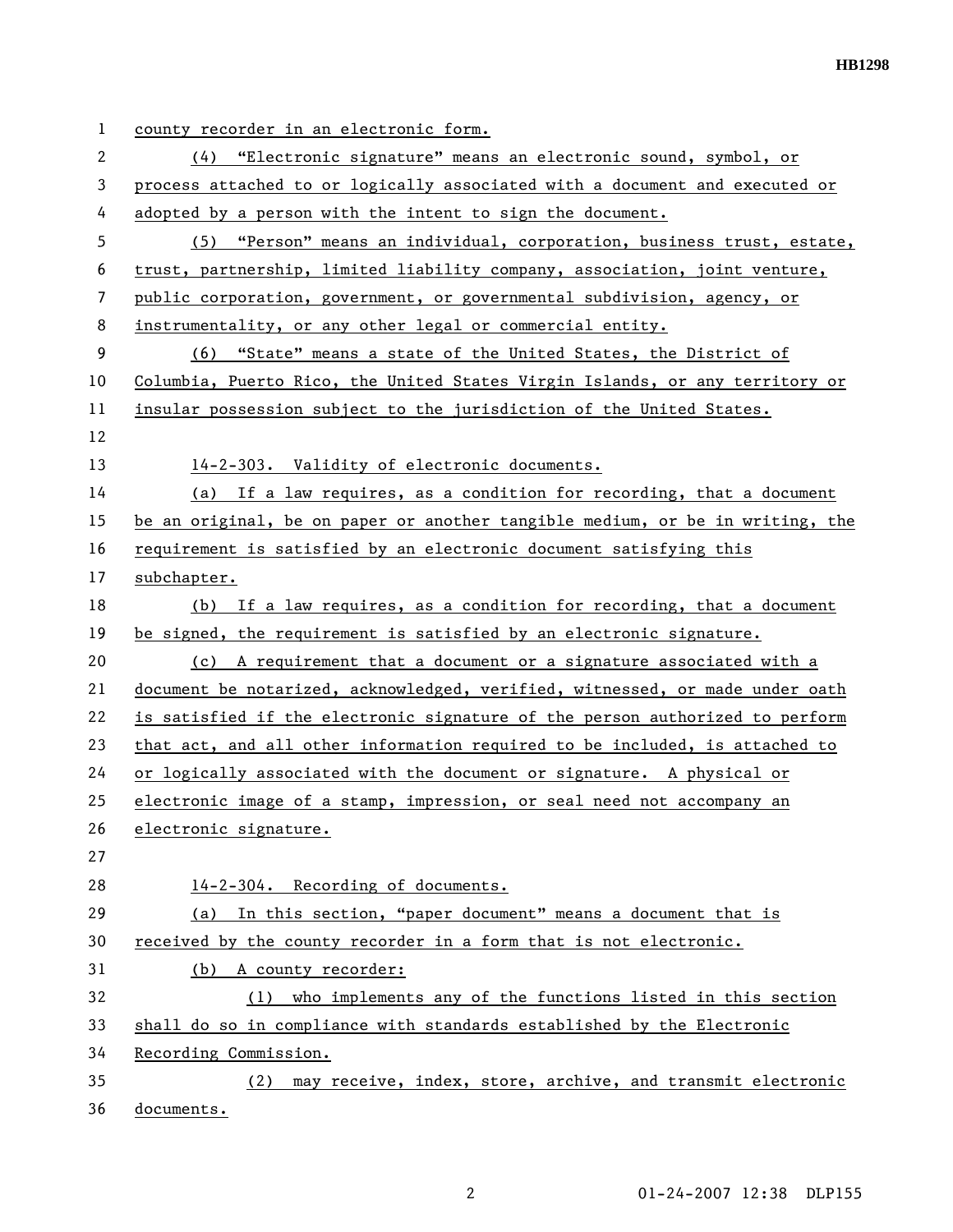county recorder in an electronic form.

(4) "Electronic signature" means an electronic sound, symbol, or process attached to or logically associated with a document and executed or adopted by a person with the intent to sign the document.

(5) "Person" means an individual, corporation, business trust, estate, trust, partnership, limited liability company, association, joint venture, public corporation, government, or governmental subdivision, agency, or instrumentality, or any other legal or commercial entity.

(6) "State" means a state of the United States, the District of Columbia, Puerto Rico, the United States Virgin Islands, or any territory or insular possession subject to the jurisdiction of the United States.

14-2-303. Validity of electronic documents.

(a) If a law requires, as a condition for recording, that a document be an original, be on paper or another tangible medium, or be in writing, the requirement is satisfied by an electronic document satisfying this subchapter.

(b) If a law requires, as a condition for recording, that a document be signed, the requirement is satisfied by an electronic signature.

(c) A requirement that a document or a signature associated with a document be notarized, acknowledged, verified, witnessed, or made under oath is satisfied if the electronic signature of the person authorized to perform that act, and all other information required to be included, is attached to or logically associated with the document or signature. A physical or electronic image of a stamp, impression, or seal need not accompany an electronic signature.

14-2-304. Recording of documents.

(a) In this section, "paper document" means a document that is received by the county recorder in a form that is not electronic.

(b) A county recorder:

(1) who implements any of the functions listed in this section shall do so in compliance with standards established by the Electronic Recording Commission.

(2) may receive, index, store, archive, and transmit electronic documents.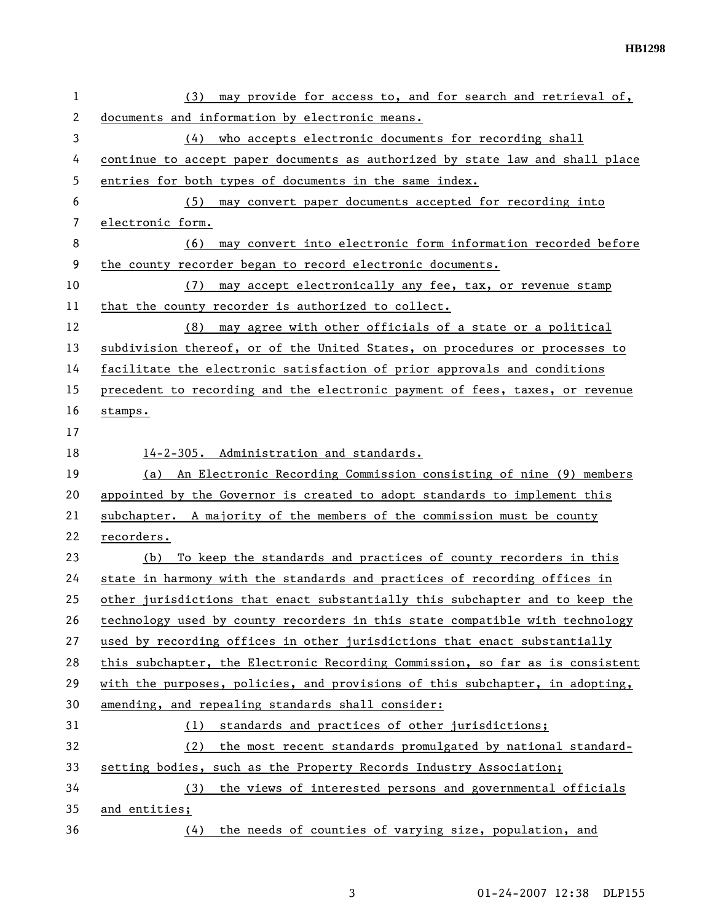(3) may provide for access to, and for search and retrieval of, documents and information by electronic means.

(4) who accepts electronic documents for recording shall continue to accept paper documents as authorized by state law and shall place entries for both types of documents in the same index.

(5) may convert paper documents accepted for recording into electronic form.

(6) may convert into electronic form information recorded before the county recorder began to record electronic documents.

(7) may accept electronically any fee, tax, or revenue stamp that the county recorder is authorized to collect.

(8) may agree with other officials of a state or a political subdivision thereof, or of the United States, on procedures or processes to facilitate the electronic satisfaction of prior approvals and conditions precedent to recording and the electronic payment of fees, taxes, or revenue stamps.

14-2-305. Administration and standards.

(a) An Electronic Recording Commission consisting of nine (9) members appointed by the Governor is created to adopt standards to implement this subchapter. A majority of the members of the commission must be county recorders.

(b) To keep the standards and practices of county recorders in this state in harmony with the standards and practices of recording offices in other jurisdictions that enact substantially this subchapter and to keep the technology used by county recorders in this state compatible with technology used by recording offices in other jurisdictions that enact substantially this subchapter, the Electronic Recording Commission, so far as is consistent with the purposes, policies, and provisions of this subchapter, in adopting, amending, and repealing standards shall consider:

(1) standards and practices of other jurisdictions;

(2) the most recent standards promulgated by national standard-setting bodies, such as the Property Records Industry Association;

(3) the views of interested persons and governmental officials and entities;

(4) the needs of counties of varying size, population, and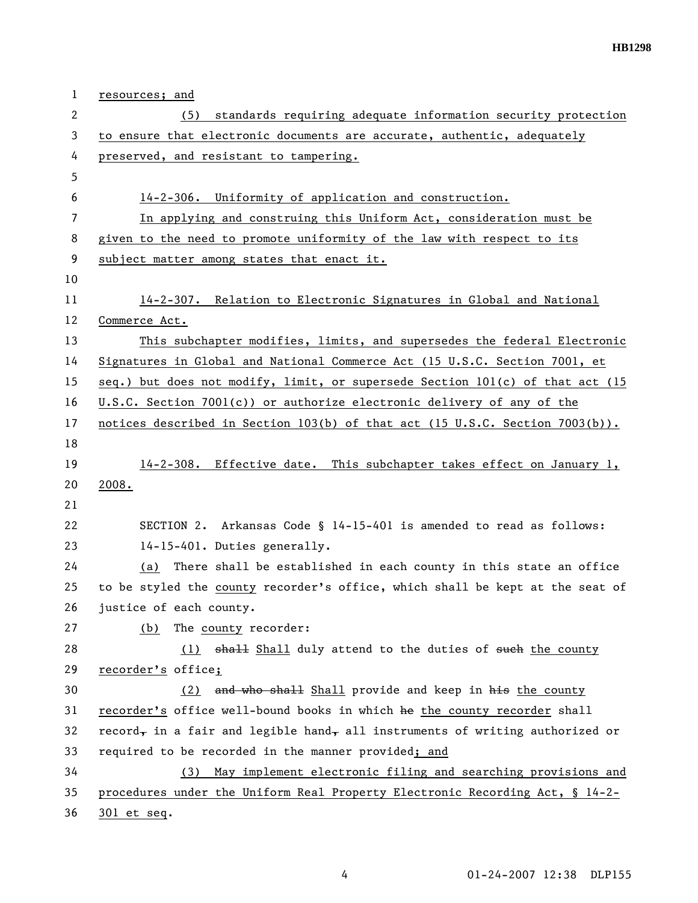resources; and

(5) standards requiring adequate information security protection to ensure that electronic documents are accurate, authentic, adequately preserved, and resistant to tampering.

14-2-306. Uniformity of application and construction.

In applying and construing this Uniform Act, consideration must be given to the need to promote uniformity of the law with respect to its subject matter among states that enact it.

14-2-307. Relation to Electronic Signatures in Global and National Commerce Act.

This subchapter modifies, limits, and supersedes the federal Electronic Signatures in Global and National Commerce Act (15 U.S.C. Section 7001, et seq.) but does not modify, limit, or supersede Section 101(c) of that act (15 U.S.C. Section 7001(c)) or authorize electronic delivery of any of the notices described in Section 103(b) of that act (15 U.S.C. Section 7003(b)).

14-2-308. Effective date. This subchapter takes effect on January 1, 2008.

SECTION 2. Arkansas Code § 14-15-401 is amended to read as follows:

14-15-401. Duties generally.

(a) There shall be established in each county in this state an office to be styled the county recorder's office, which shall be kept at the seat of justice of each county.

(b) The county recorder:

(1) ~~shall~~ Shall duly attend to the duties of ~~such~~ the county recorder's office;

(2) ~~and who shall~~ Shall provide and keep in ~~his~~ the county recorder's office well-bound books in which ~~he~~ the county recorder shall record~~,~~ in a fair and legible hand~~,~~ all instruments of writing authorized or required to be recorded in the manner provided; and

(3) May implement electronic filing and searching provisions and procedures under the Uniform Real Property Electronic Recording Act, § 14-2-301 et seq.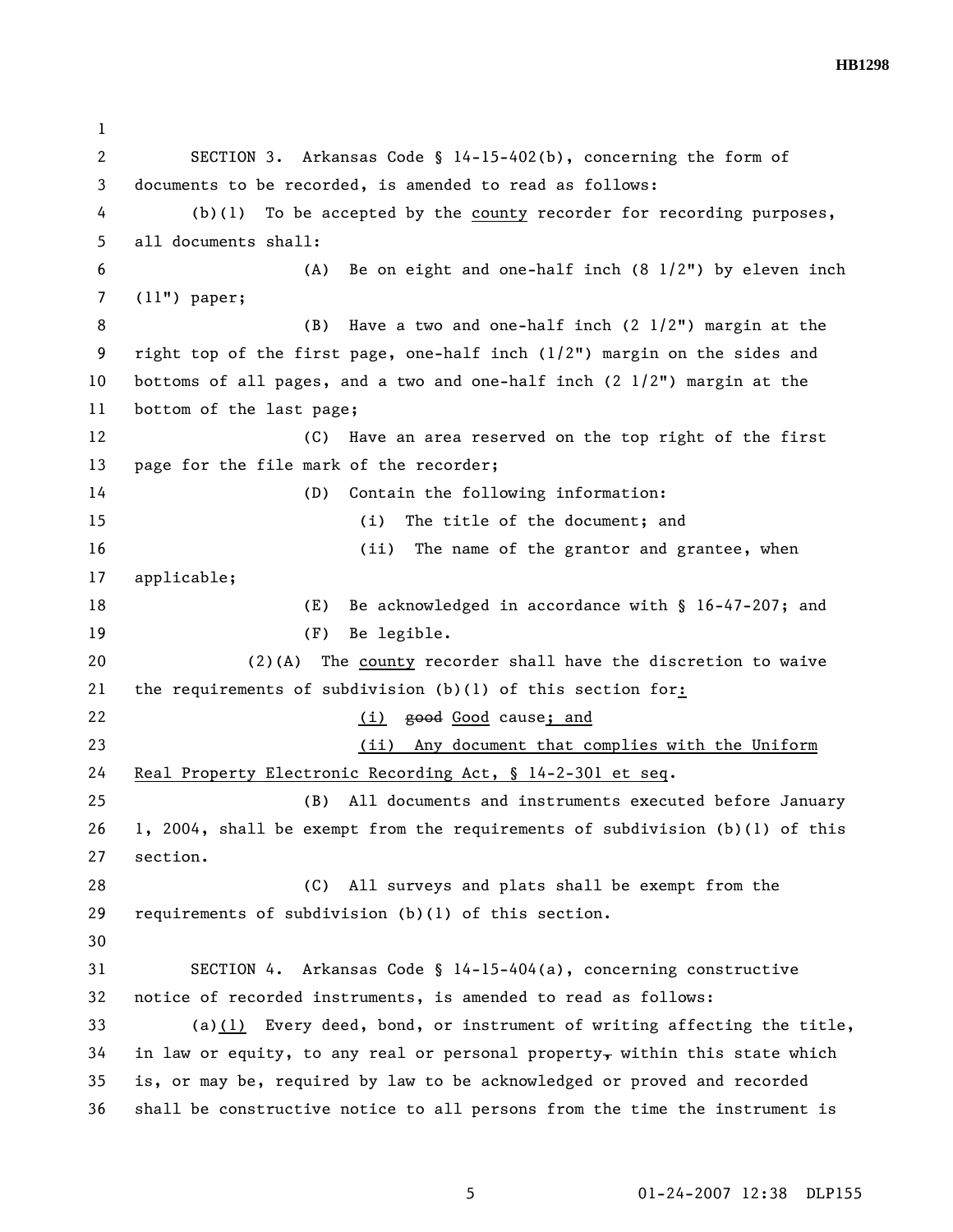SECTION 3. Arkansas Code § 14-15-402(b), concerning the form of documents to be recorded, is amended to read as follows:

(b)(1) To be accepted by the county recorder for recording purposes, all documents shall:

(A) Be on eight and one-half inch (8 1/2") by eleven inch (11") paper;

(B) Have a two and one-half inch (2 1/2") margin at the right top of the first page, one-half inch (1/2") margin on the sides and bottoms of all pages, and a two and one-half inch (2 1/2") margin at the bottom of the last page;

(C) Have an area reserved on the top right of the first page for the file mark of the recorder;

(D) Contain the following information:

(i) The title of the document; and

(ii) The name of the grantor and grantee, when applicable;

(E) Be acknowledged in accordance with § 16-47-207; and

(F) Be legible.

(2)(A) The county recorder shall have the discretion to waive the requirements of subdivision (b)(1) of this section for:

(i) ~~good~~ Good cause~~.~~; and

(ii) Any document that complies with the Uniform Real Property Electronic Recording Act, § 14-2-301 et seq.

(B) All documents and instruments executed before January 1, 2004, shall be exempt from the requirements of subdivision (b)(1) of this section.

(C) All surveys and plats shall be exempt from the requirements of subdivision (b)(1) of this section.

SECTION 4. Arkansas Code § 14-15-404(a), concerning constructive notice of recorded instruments, is amended to read as follows:

(a)(1) Every deed, bond, or instrument of writing affecting the title, in law or equity, to any real or personal property~~,~~ within this state which is, or may be, required by law to be acknowledged or proved and recorded shall be constructive notice to all persons from the time the instrument is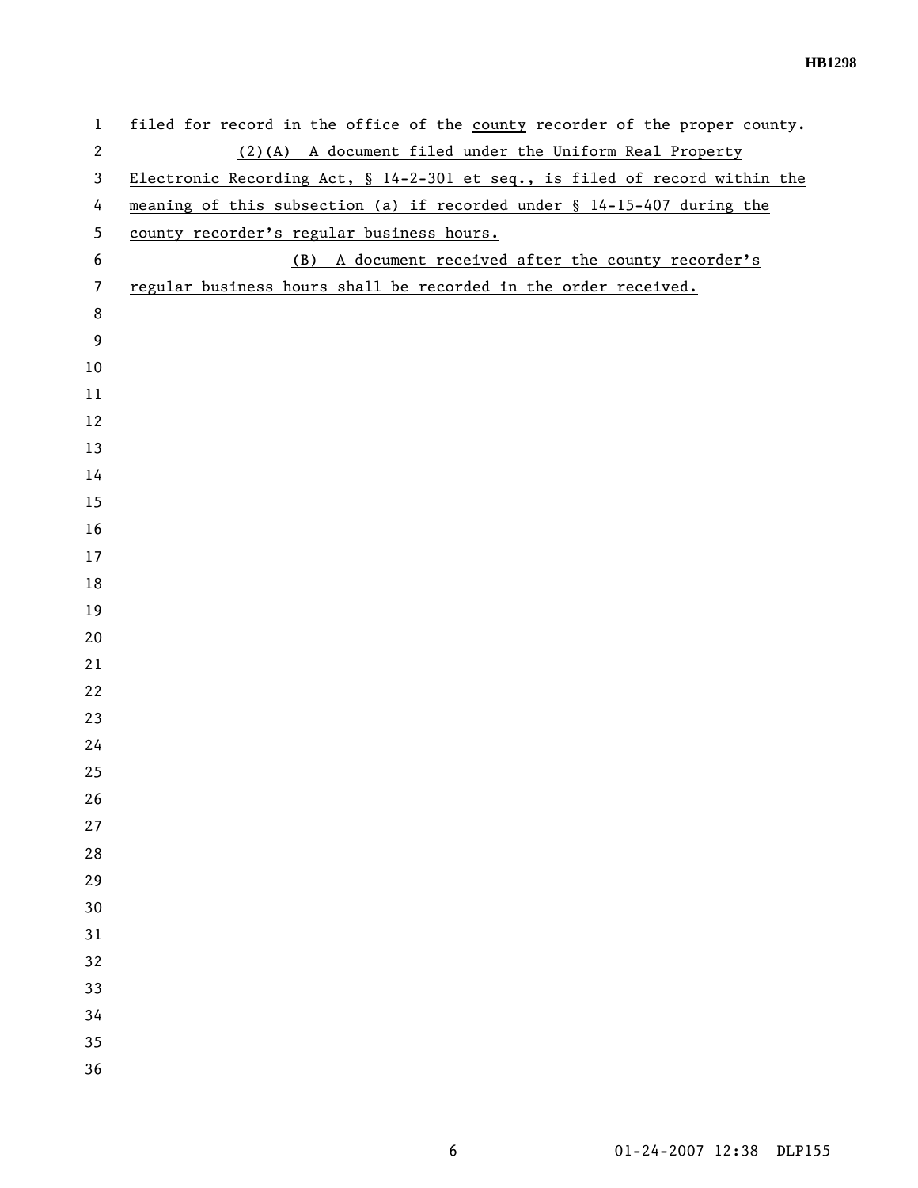filed for record in the office of the county recorder of the proper county.

(2)(A) A document filed under the Uniform Real Property Electronic Recording Act, § 14-2-301 et seq., is filed of record within the meaning of this subsection (a) if recorded under § 14-15-407 during the county recorder's regular business hours.

(B) A document received after the county recorder's regular business hours shall be recorded in the order received.